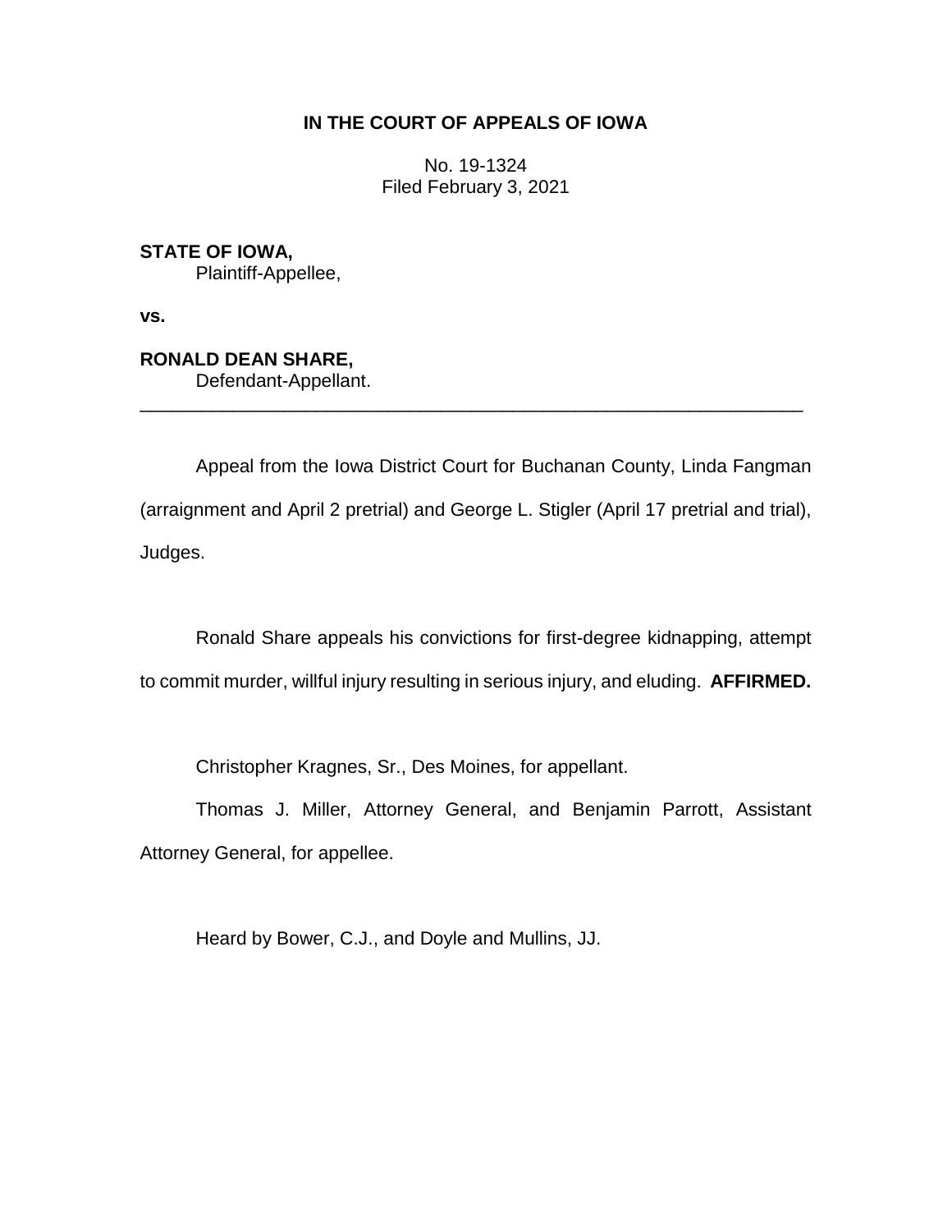**IN THE COURT OF APPEALS OF IOWA**

No. 19-1324
Filed February 3, 2021

**STATE OF IOWA,**
Plaintiff-Appellee,

**vs.**

**RONALD DEAN SHARE,**
Defendant-Appellant.

---

Appeal from the Iowa District Court for Buchanan County, Linda Fangman (arraignment and April 2 pretrial) and George L. Stigler (April 17 pretrial and trial), Judges.

Ronald Share appeals his convictions for first-degree kidnapping, attempt to commit murder, willful injury resulting in serious injury, and eluding. **AFFIRMED.**

Christopher Kragnes, Sr., Des Moines, for appellant.

Thomas J. Miller, Attorney General, and Benjamin Parrott, Assistant Attorney General, for appellee.

Heard by Bower, C.J., and Doyle and Mullins, JJ.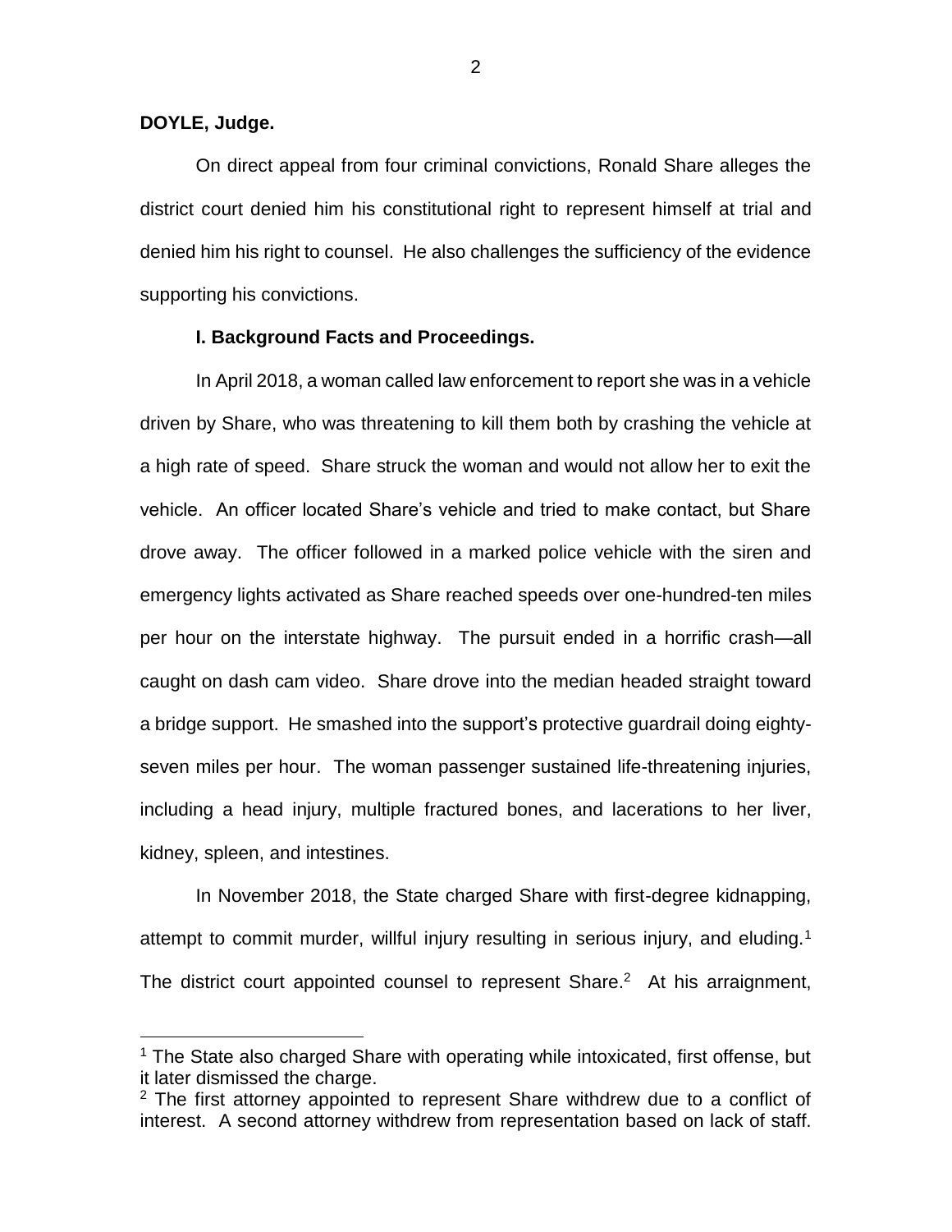**DOYLE, Judge.**

On direct appeal from four criminal convictions, Ronald Share alleges the district court denied him his constitutional right to represent himself at trial and denied him his right to counsel. He also challenges the sufficiency of the evidence supporting his convictions.

**I. Background Facts and Proceedings.**

In April 2018, a woman called law enforcement to report she was in a vehicle driven by Share, who was threatening to kill them both by crashing the vehicle at a high rate of speed. Share struck the woman and would not allow her to exit the vehicle. An officer located Share's vehicle and tried to make contact, but Share drove away. The officer followed in a marked police vehicle with the siren and emergency lights activated as Share reached speeds over one-hundred-ten miles per hour on the interstate highway. The pursuit ended in a horrific crash—all caught on dash cam video. Share drove into the median headed straight toward a bridge support. He smashed into the support's protective guardrail doing eighty-seven miles per hour. The woman passenger sustained life-threatening injuries, including a head injury, multiple fractured bones, and lacerations to her liver, kidney, spleen, and intestines.

In November 2018, the State charged Share with first-degree kidnapping, attempt to commit murder, willful injury resulting in serious injury, and eluding.[1] The district court appointed counsel to represent Share.[2] At his arraignment,

---

[1] The State also charged Share with operating while intoxicated, first offense, but it later dismissed the charge.

[2] The first attorney appointed to represent Share withdrew due to a conflict of interest. A second attorney withdrew from representation based on lack of staff.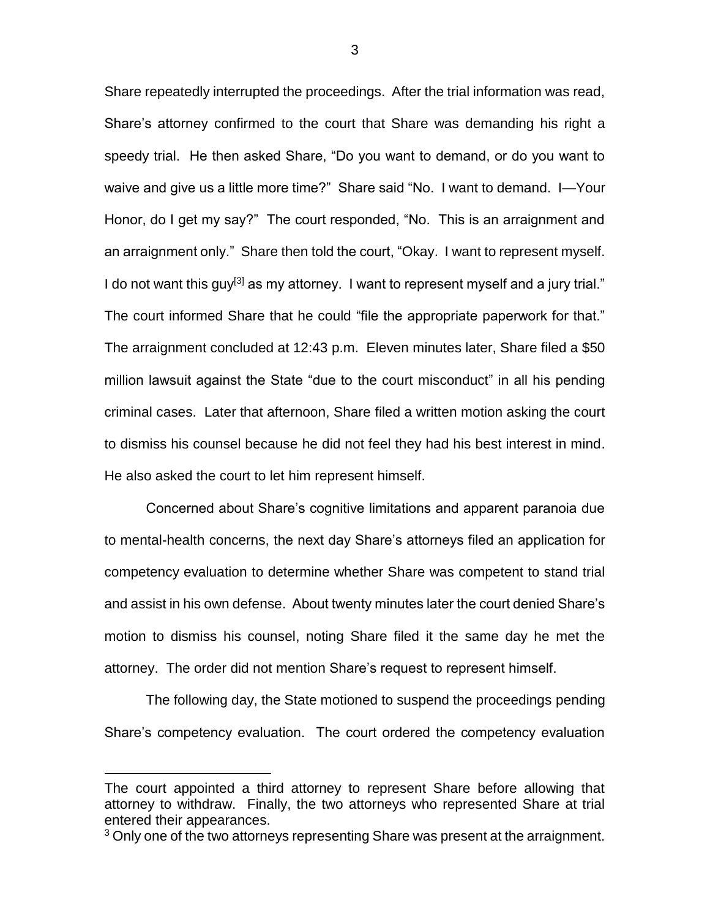Share repeatedly interrupted the proceedings. After the trial information was read, Share's attorney confirmed to the court that Share was demanding his right a speedy trial. He then asked Share, "Do you want to demand, or do you want to waive and give us a little more time?" Share said "No. I want to demand. I—Your Honor, do I get my say?" The court responded, "No. This is an arraignment and an arraignment only." Share then told the court, "Okay. I want to represent myself. I do not want this guy[3] as my attorney. I want to represent myself and a jury trial." The court informed Share that he could "file the appropriate paperwork for that." The arraignment concluded at 12:43 p.m. Eleven minutes later, Share filed a $50 million lawsuit against the State "due to the court misconduct" in all his pending criminal cases. Later that afternoon, Share filed a written motion asking the court to dismiss his counsel because he did not feel they had his best interest in mind. He also asked the court to let him represent himself.

Concerned about Share's cognitive limitations and apparent paranoia due to mental-health concerns, the next day Share's attorneys filed an application for competency evaluation to determine whether Share was competent to stand trial and assist in his own defense. About twenty minutes later the court denied Share's motion to dismiss his counsel, noting Share filed it the same day he met the attorney. The order did not mention Share's request to represent himself.

The following day, the State motioned to suspend the proceedings pending Share's competency evaluation. The court ordered the competency evaluation

---

The court appointed a third attorney to represent Share before allowing that attorney to withdraw. Finally, the two attorneys who represented Share at trial entered their appearances.

[3] Only one of the two attorneys representing Share was present at the arraignment.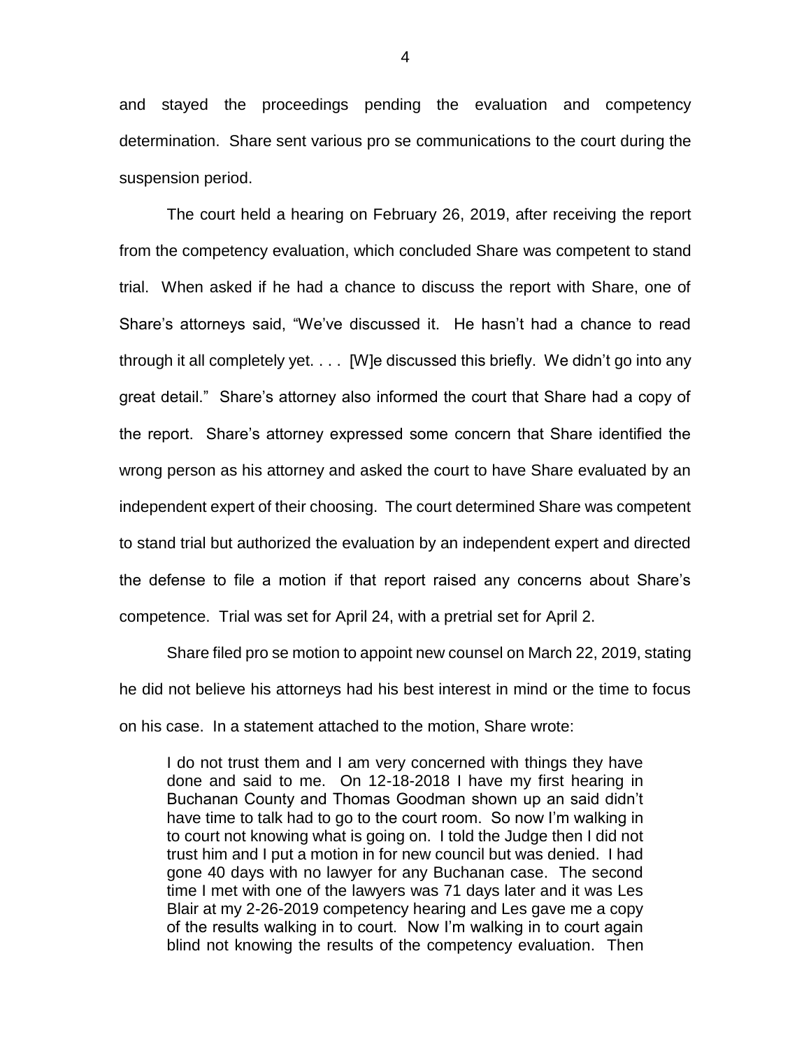and stayed the proceedings pending the evaluation and competency determination. Share sent various pro se communications to the court during the suspension period.

The court held a hearing on February 26, 2019, after receiving the report from the competency evaluation, which concluded Share was competent to stand trial. When asked if he had a chance to discuss the report with Share, one of Share's attorneys said, "We've discussed it. He hasn't had a chance to read through it all completely yet. . . . [W]e discussed this briefly. We didn't go into any great detail." Share's attorney also informed the court that Share had a copy of the report. Share's attorney expressed some concern that Share identified the wrong person as his attorney and asked the court to have Share evaluated by an independent expert of their choosing. The court determined Share was competent to stand trial but authorized the evaluation by an independent expert and directed the defense to file a motion if that report raised any concerns about Share's competence. Trial was set for April 24, with a pretrial set for April 2.

Share filed pro se motion to appoint new counsel on March 22, 2019, stating he did not believe his attorneys had his best interest in mind or the time to focus on his case. In a statement attached to the motion, Share wrote:

> I do not trust them and I am very concerned with things they have done and said to me. On 12-18-2018 I have my first hearing in Buchanan County and Thomas Goodman shown up an said didn't have time to talk had to go to the court room. So now I'm walking in to court not knowing what is going on. I told the Judge then I did not trust him and I put a motion in for new council but was denied. I had gone 40 days with no lawyer for any Buchanan case. The second time I met with one of the lawyers was 71 days later and it was Les Blair at my 2-26-2019 competency hearing and Les gave me a copy of the results walking in to court. Now I'm walking in to court again blind not knowing the results of the competency evaluation. Then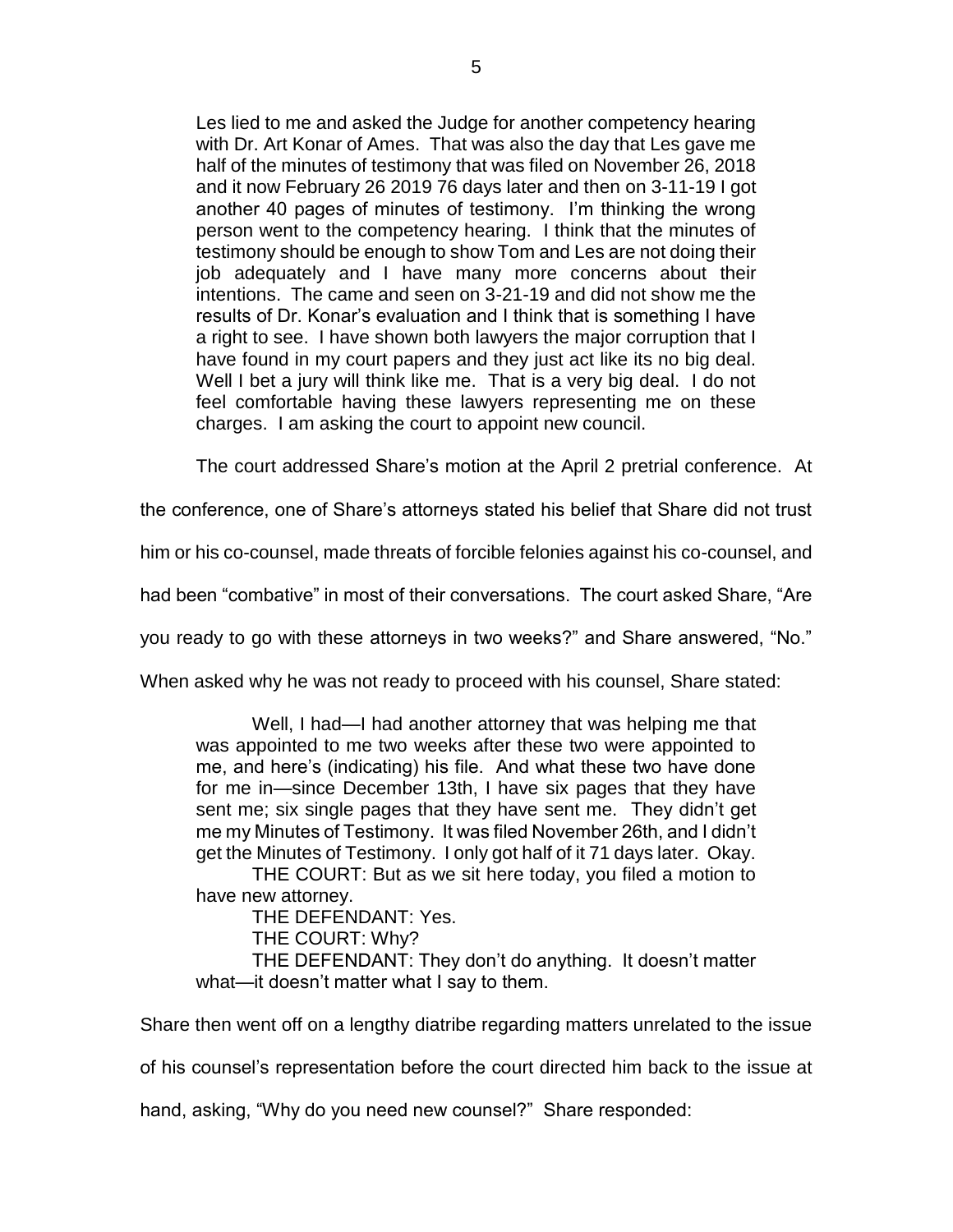> Les lied to me and asked the Judge for another competency hearing with Dr. Art Konar of Ames. That was also the day that Les gave me half of the minutes of testimony that was filed on November 26, 2018 and it now February 26 2019 76 days later and then on 3-11-19 I got another 40 pages of minutes of testimony. I'm thinking the wrong person went to the competency hearing. I think that the minutes of testimony should be enough to show Tom and Les are not doing their job adequately and I have many more concerns about their intentions. The came and seen on 3-21-19 and did not show me the results of Dr. Konar's evaluation and I think that is something I have a right to see. I have shown both lawyers the major corruption that I have found in my court papers and they just act like its no big deal. Well I bet a jury will think like me. That is a very big deal. I do not feel comfortable having these lawyers representing me on these charges. I am asking the court to appoint new council.

The court addressed Share's motion at the April 2 pretrial conference. At the conference, one of Share's attorneys stated his belief that Share did not trust him or his co-counsel, made threats of forcible felonies against his co-counsel, and had been "combative" in most of their conversations. The court asked Share, "Are you ready to go with these attorneys in two weeks?" and Share answered, "No." When asked why he was not ready to proceed with his counsel, Share stated:

> Well, I had—I had another attorney that was helping me that was appointed to me two weeks after these two were appointed to me, and here's (indicating) his file. And what these two have done for me in—since December 13th, I have six pages that they have sent me; six single pages that they have sent me. They didn't get me my Minutes of Testimony. It was filed November 26th, and I didn't get the Minutes of Testimony. I only got half of it 71 days later. Okay.
>
> THE COURT: But as we sit here today, you filed a motion to have new attorney.
>
> THE DEFENDANT: Yes.
>
> THE COURT: Why?
>
> THE DEFENDANT: They don't do anything. It doesn't matter what—it doesn't matter what I say to them.

Share then went off on a lengthy diatribe regarding matters unrelated to the issue of his counsel's representation before the court directed him back to the issue at hand, asking, "Why do you need new counsel?" Share responded: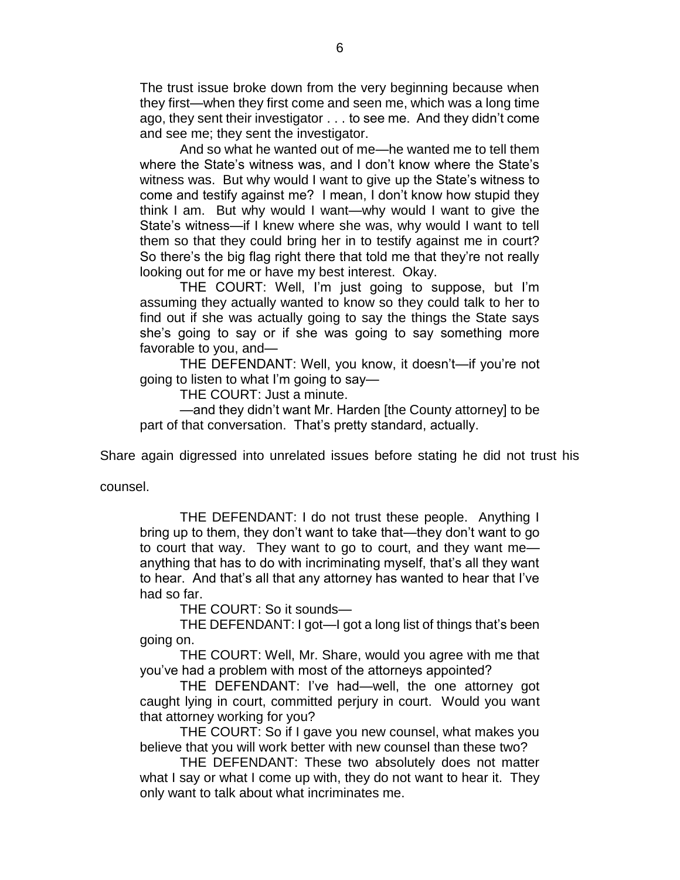The trust issue broke down from the very beginning because when they first—when they first come and seen me, which was a long time ago, they sent their investigator . . . to see me. And they didn't come and see me; they sent the investigator.

And so what he wanted out of me—he wanted me to tell them where the State's witness was, and I don't know where the State's witness was. But why would I want to give up the State's witness to come and testify against me? I mean, I don't know how stupid they think I am. But why would I want—why would I want to give the State's witness—if I knew where she was, why would I want to tell them so that they could bring her in to testify against me in court? So there's the big flag right there that told me that they're not really looking out for me or have my best interest. Okay.

THE COURT: Well, I'm just going to suppose, but I'm assuming they actually wanted to know so they could talk to her to find out if she was actually going to say the things the State says she's going to say or if she was going to say something more favorable to you, and—

THE DEFENDANT: Well, you know, it doesn't—if you're not going to listen to what I'm going to say—

THE COURT: Just a minute.

—and they didn't want Mr. Harden [the County attorney] to be part of that conversation. That's pretty standard, actually.

Share again digressed into unrelated issues before stating he did not trust his counsel.

THE DEFENDANT: I do not trust these people. Anything I bring up to them, they don't want to take that—they don't want to go to court that way. They want to go to court, and they want me—anything that has to do with incriminating myself, that's all they want to hear. And that's all that any attorney has wanted to hear that I've had so far.

THE COURT: So it sounds—

THE DEFENDANT: I got—I got a long list of things that's been going on.

THE COURT: Well, Mr. Share, would you agree with me that you've had a problem with most of the attorneys appointed?

THE DEFENDANT: I've had—well, the one attorney got caught lying in court, committed perjury in court. Would you want that attorney working for you?

THE COURT: So if I gave you new counsel, what makes you believe that you will work better with new counsel than these two?

THE DEFENDANT: These two absolutely does not matter what I say or what I come up with, they do not want to hear it. They only want to talk about what incriminates me.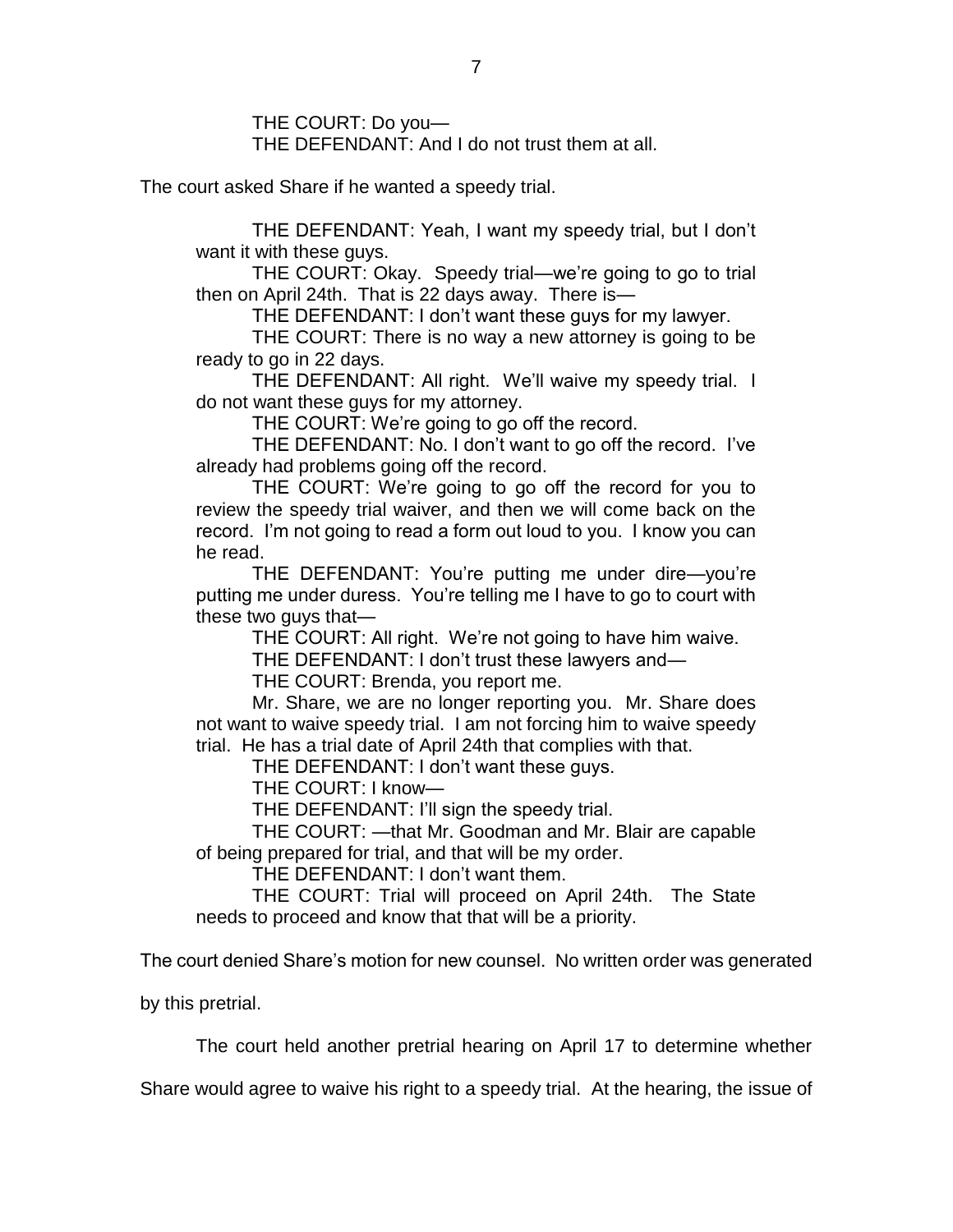THE COURT: Do you—
THE DEFENDANT: And I do not trust them at all.

The court asked Share if he wanted a speedy trial.

> THE DEFENDANT: Yeah, I want my speedy trial, but I don't want it with these guys.
> THE COURT: Okay. Speedy trial—we're going to go to trial then on April 24th. That is 22 days away. There is—
> THE DEFENDANT: I don't want these guys for my lawyer.
> THE COURT: There is no way a new attorney is going to be ready to go in 22 days.
> THE DEFENDANT: All right. We'll waive my speedy trial. I do not want these guys for my attorney.
> THE COURT: We're going to go off the record.
> THE DEFENDANT: No. I don't want to go off the record. I've already had problems going off the record.
> THE COURT: We're going to go off the record for you to review the speedy trial waiver, and then we will come back on the record. I'm not going to read a form out loud to you. I know you can he read.
> THE DEFENDANT: You're putting me under dire—you're putting me under duress. You're telling me I have to go to court with these two guys that—
> THE COURT: All right. We're not going to have him waive.
> THE DEFENDANT: I don't trust these lawyers and—
> THE COURT: Brenda, you report me.
> Mr. Share, we are no longer reporting you. Mr. Share does not want to waive speedy trial. I am not forcing him to waive speedy trial. He has a trial date of April 24th that complies with that.
> THE DEFENDANT: I don't want these guys.
> THE COURT: I know—
> THE DEFENDANT: I'll sign the speedy trial.
> THE COURT: —that Mr. Goodman and Mr. Blair are capable of being prepared for trial, and that will be my order.
> THE DEFENDANT: I don't want them.
> THE COURT: Trial will proceed on April 24th. The State needs to proceed and know that that will be a priority.

The court denied Share's motion for new counsel. No written order was generated by this pretrial.

The court held another pretrial hearing on April 17 to determine whether Share would agree to waive his right to a speedy trial. At the hearing, the issue of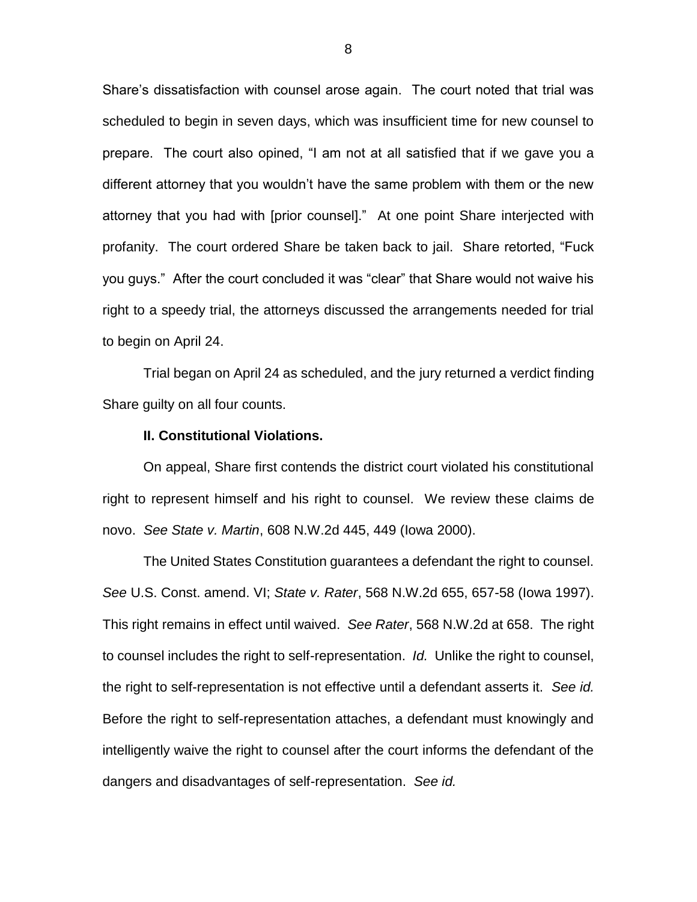Share's dissatisfaction with counsel arose again. The court noted that trial was scheduled to begin in seven days, which was insufficient time for new counsel to prepare. The court also opined, "I am not at all satisfied that if we gave you a different attorney that you wouldn't have the same problem with them or the new attorney that you had with [prior counsel]." At one point Share interjected with profanity. The court ordered Share be taken back to jail. Share retorted, "Fuck you guys." After the court concluded it was "clear" that Share would not waive his right to a speedy trial, the attorneys discussed the arrangements needed for trial to begin on April 24.

Trial began on April 24 as scheduled, and the jury returned a verdict finding Share guilty on all four counts.

**II. Constitutional Violations.**

On appeal, Share first contends the district court violated his constitutional right to represent himself and his right to counsel. We review these claims de novo. *See State v. Martin*, 608 N.W.2d 445, 449 (Iowa 2000).

The United States Constitution guarantees a defendant the right to counsel. *See* U.S. Const. amend. VI; *State v. Rater*, 568 N.W.2d 655, 657-58 (Iowa 1997). This right remains in effect until waived. *See Rater*, 568 N.W.2d at 658. The right to counsel includes the right to self-representation. *Id.* Unlike the right to counsel, the right to self-representation is not effective until a defendant asserts it. *See id.* Before the right to self-representation attaches, a defendant must knowingly and intelligently waive the right to counsel after the court informs the defendant of the dangers and disadvantages of self-representation. *See id.*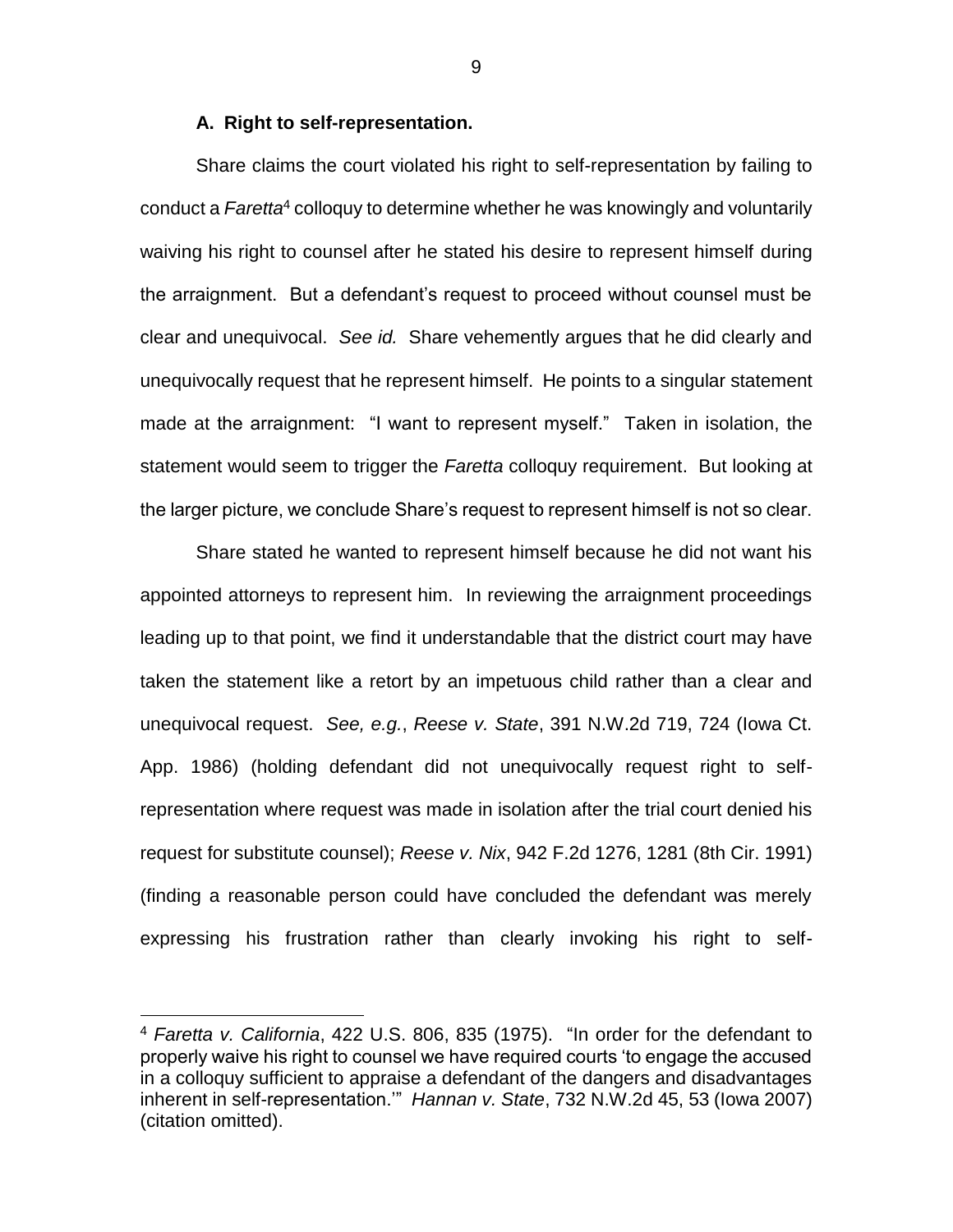### A. Right to self-representation.

Share claims the court violated his right to self-representation by failing to conduct a *Faretta*[4] colloquy to determine whether he was knowingly and voluntarily waiving his right to counsel after he stated his desire to represent himself during the arraignment. But a defendant's request to proceed without counsel must be clear and unequivocal. *See id.* Share vehemently argues that he did clearly and unequivocally request that he represent himself. He points to a singular statement made at the arraignment: "I want to represent myself." Taken in isolation, the statement would seem to trigger the *Faretta* colloquy requirement. But looking at the larger picture, we conclude Share's request to represent himself is not so clear.

Share stated he wanted to represent himself because he did not want his appointed attorneys to represent him. In reviewing the arraignment proceedings leading up to that point, we find it understandable that the district court may have taken the statement like a retort by an impetuous child rather than a clear and unequivocal request. *See, e.g.*, *Reese v. State*, 391 N.W.2d 719, 724 (Iowa Ct. App. 1986) (holding defendant did not unequivocally request right to self-representation where request was made in isolation after the trial court denied his request for substitute counsel); *Reese v. Nix*, 942 F.2d 1276, 1281 (8th Cir. 1991) (finding a reasonable person could have concluded the defendant was merely expressing his frustration rather than clearly invoking his right to self-

---

[4] *Faretta v. California*, 422 U.S. 806, 835 (1975). "In order for the defendant to properly waive his right to counsel we have required courts 'to engage the accused in a colloquy sufficient to appraise a defendant of the dangers and disadvantages inherent in self-representation.'" *Hannan v. State*, 732 N.W.2d 45, 53 (Iowa 2007) (citation omitted).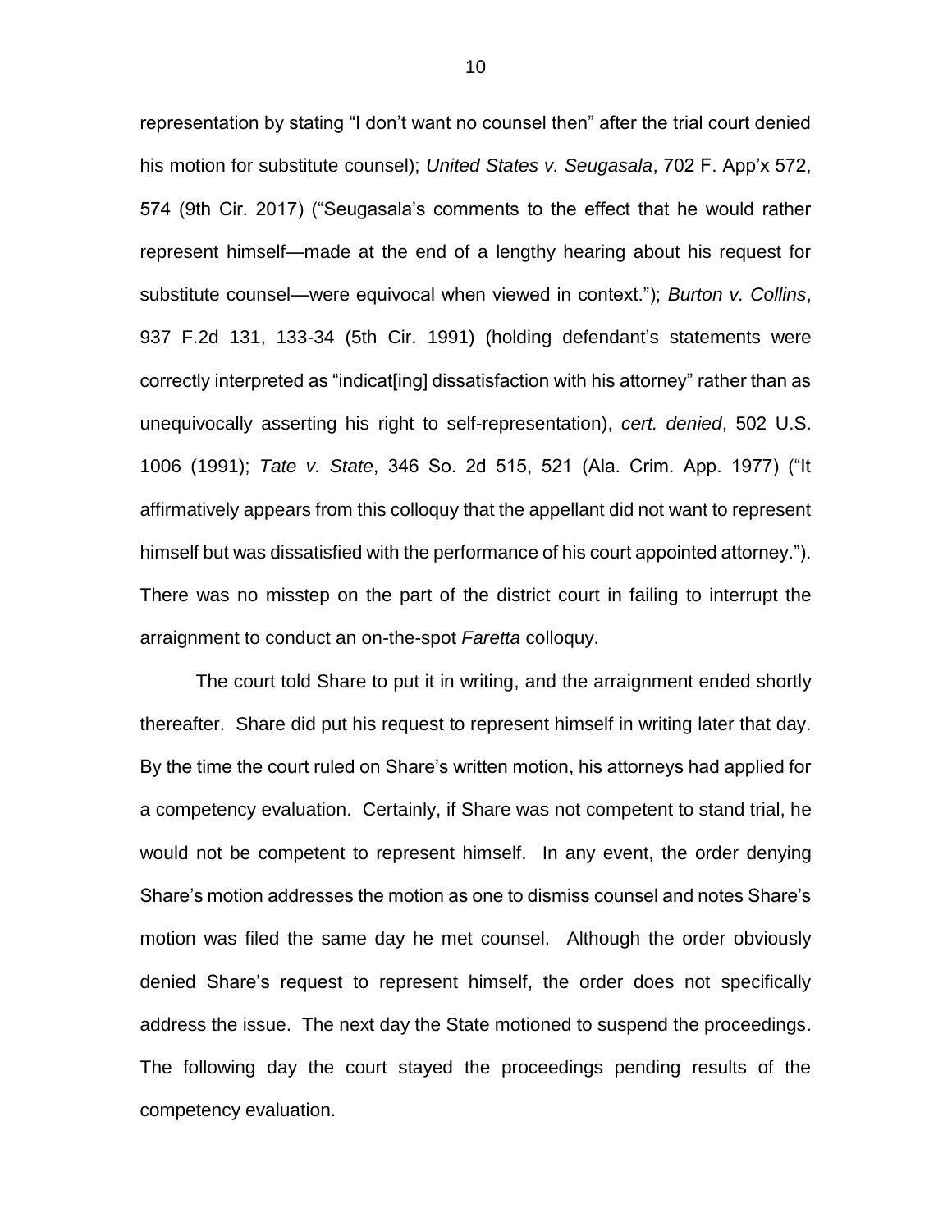representation by stating "I don't want no counsel then" after the trial court denied his motion for substitute counsel); *United States v. Seugasala*, 702 F. App'x 572, 574 (9th Cir. 2017) ("Seugasala's comments to the effect that he would rather represent himself—made at the end of a lengthy hearing about his request for substitute counsel—were equivocal when viewed in context."); *Burton v. Collins*, 937 F.2d 131, 133-34 (5th Cir. 1991) (holding defendant's statements were correctly interpreted as "indicat[ing] dissatisfaction with his attorney" rather than as unequivocally asserting his right to self-representation), *cert. denied*, 502 U.S. 1006 (1991); *Tate v. State*, 346 So. 2d 515, 521 (Ala. Crim. App. 1977) ("It affirmatively appears from this colloquy that the appellant did not want to represent himself but was dissatisfied with the performance of his court appointed attorney."). There was no misstep on the part of the district court in failing to interrupt the arraignment to conduct an on-the-spot *Faretta* colloquy.

The court told Share to put it in writing, and the arraignment ended shortly thereafter. Share did put his request to represent himself in writing later that day. By the time the court ruled on Share's written motion, his attorneys had applied for a competency evaluation. Certainly, if Share was not competent to stand trial, he would not be competent to represent himself. In any event, the order denying Share's motion addresses the motion as one to dismiss counsel and notes Share's motion was filed the same day he met counsel. Although the order obviously denied Share's request to represent himself, the order does not specifically address the issue. The next day the State motioned to suspend the proceedings. The following day the court stayed the proceedings pending results of the competency evaluation.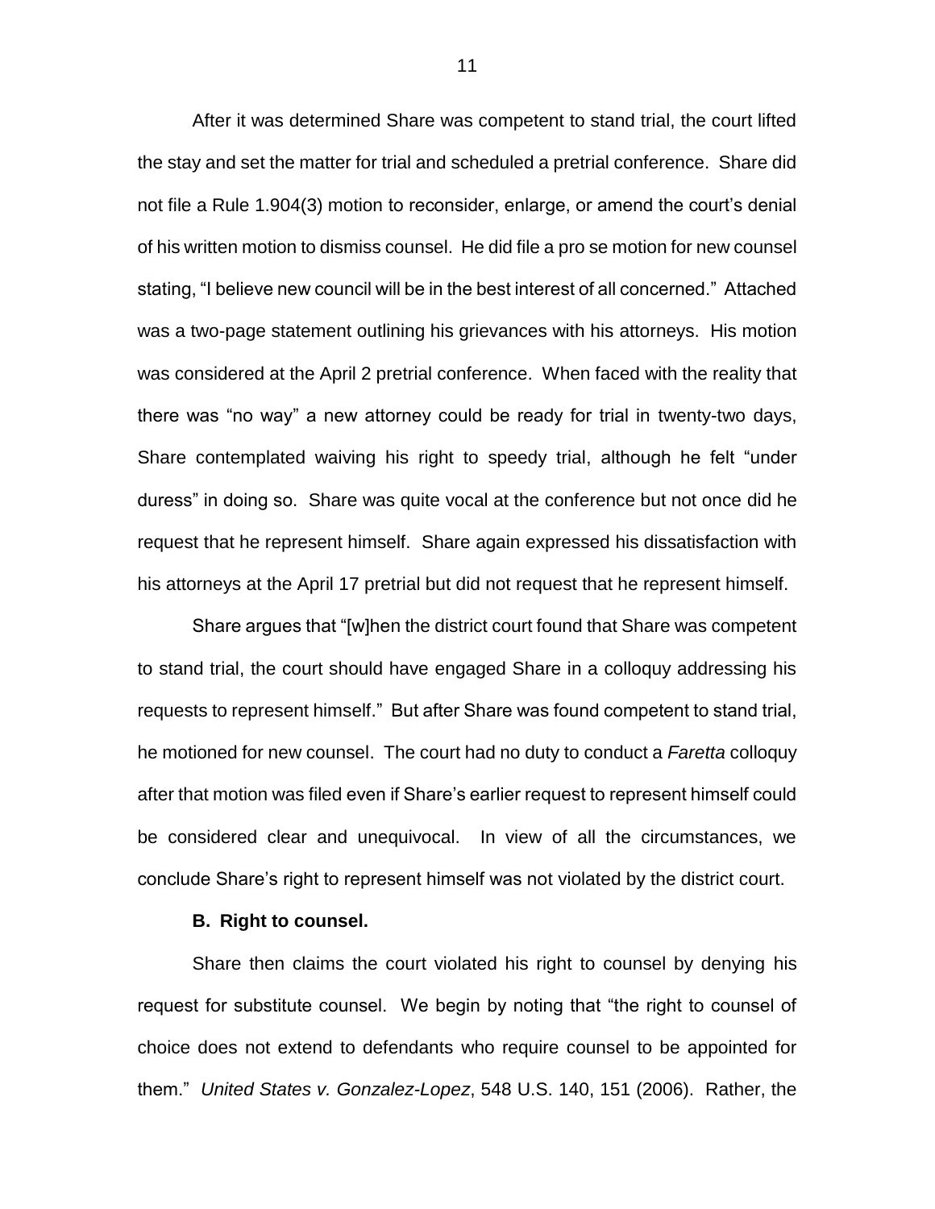After it was determined Share was competent to stand trial, the court lifted the stay and set the matter for trial and scheduled a pretrial conference. Share did not file a Rule 1.904(3) motion to reconsider, enlarge, or amend the court's denial of his written motion to dismiss counsel. He did file a pro se motion for new counsel stating, "I believe new council will be in the best interest of all concerned." Attached was a two-page statement outlining his grievances with his attorneys. His motion was considered at the April 2 pretrial conference. When faced with the reality that there was "no way" a new attorney could be ready for trial in twenty-two days, Share contemplated waiving his right to speedy trial, although he felt "under duress" in doing so. Share was quite vocal at the conference but not once did he request that he represent himself. Share again expressed his dissatisfaction with his attorneys at the April 17 pretrial but did not request that he represent himself.

Share argues that "[w]hen the district court found that Share was competent to stand trial, the court should have engaged Share in a colloquy addressing his requests to represent himself." But after Share was found competent to stand trial, he motioned for new counsel. The court had no duty to conduct a *Faretta* colloquy after that motion was filed even if Share's earlier request to represent himself could be considered clear and unequivocal. In view of all the circumstances, we conclude Share's right to represent himself was not violated by the district court.

**B. Right to counsel.**

Share then claims the court violated his right to counsel by denying his request for substitute counsel. We begin by noting that "the right to counsel of choice does not extend to defendants who require counsel to be appointed for them." *United States v. Gonzalez-Lopez*, 548 U.S. 140, 151 (2006). Rather, the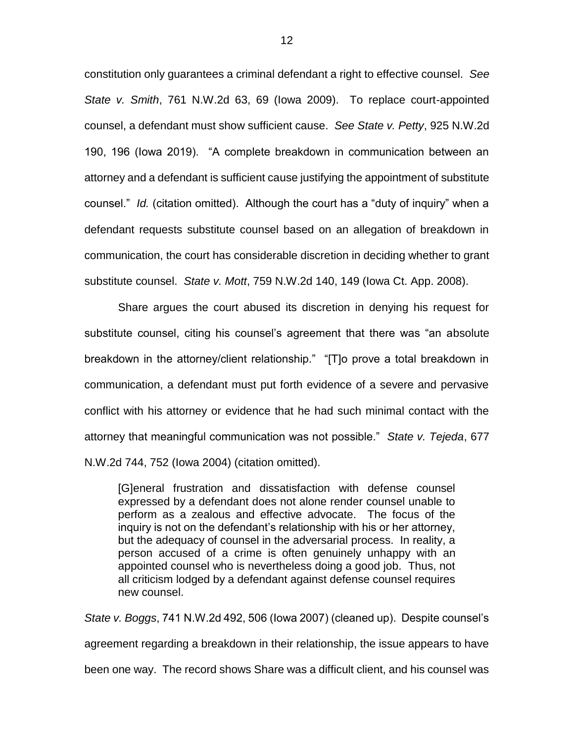constitution only guarantees a criminal defendant a right to effective counsel. *See State v. Smith*, 761 N.W.2d 63, 69 (Iowa 2009). To replace court-appointed counsel, a defendant must show sufficient cause. *See State v. Petty*, 925 N.W.2d 190, 196 (Iowa 2019). "A complete breakdown in communication between an attorney and a defendant is sufficient cause justifying the appointment of substitute counsel." *Id.* (citation omitted). Although the court has a "duty of inquiry" when a defendant requests substitute counsel based on an allegation of breakdown in communication, the court has considerable discretion in deciding whether to grant substitute counsel. *State v. Mott*, 759 N.W.2d 140, 149 (Iowa Ct. App. 2008).

Share argues the court abused its discretion in denying his request for substitute counsel, citing his counsel's agreement that there was "an absolute breakdown in the attorney/client relationship." "[T]o prove a total breakdown in communication, a defendant must put forth evidence of a severe and pervasive conflict with his attorney or evidence that he had such minimal contact with the attorney that meaningful communication was not possible." *State v. Tejeda*, 677 N.W.2d 744, 752 (Iowa 2004) (citation omitted).

> [G]eneral frustration and dissatisfaction with defense counsel expressed by a defendant does not alone render counsel unable to perform as a zealous and effective advocate. The focus of the inquiry is not on the defendant's relationship with his or her attorney, but the adequacy of counsel in the adversarial process. In reality, a person accused of a crime is often genuinely unhappy with an appointed counsel who is nevertheless doing a good job. Thus, not all criticism lodged by a defendant against defense counsel requires new counsel.

*State v. Boggs*, 741 N.W.2d 492, 506 (Iowa 2007) (cleaned up). Despite counsel's agreement regarding a breakdown in their relationship, the issue appears to have been one way. The record shows Share was a difficult client, and his counsel was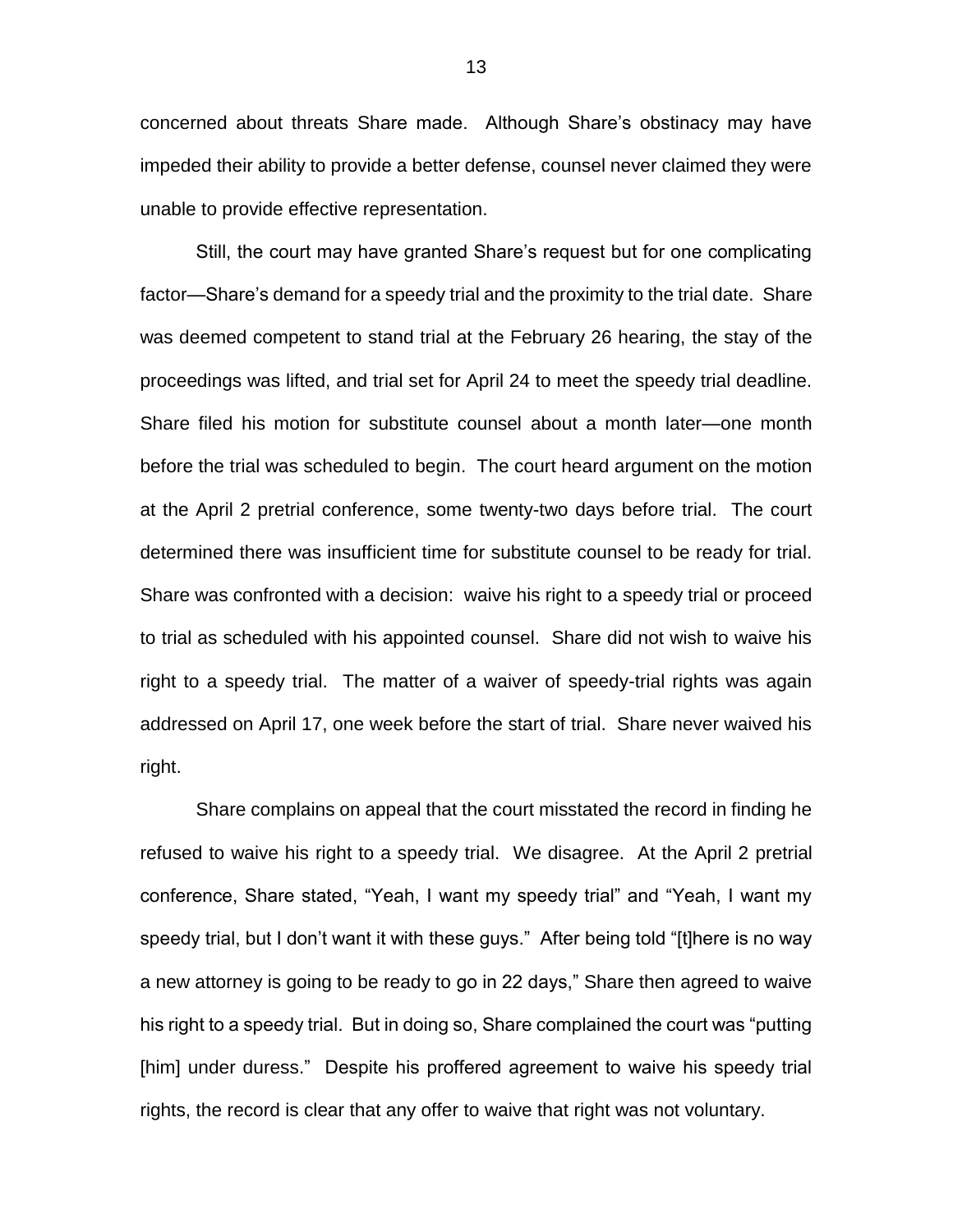concerned about threats Share made. Although Share's obstinacy may have impeded their ability to provide a better defense, counsel never claimed they were unable to provide effective representation.

Still, the court may have granted Share's request but for one complicating factor—Share's demand for a speedy trial and the proximity to the trial date. Share was deemed competent to stand trial at the February 26 hearing, the stay of the proceedings was lifted, and trial set for April 24 to meet the speedy trial deadline. Share filed his motion for substitute counsel about a month later—one month before the trial was scheduled to begin. The court heard argument on the motion at the April 2 pretrial conference, some twenty-two days before trial. The court determined there was insufficient time for substitute counsel to be ready for trial. Share was confronted with a decision: waive his right to a speedy trial or proceed to trial as scheduled with his appointed counsel. Share did not wish to waive his right to a speedy trial. The matter of a waiver of speedy-trial rights was again addressed on April 17, one week before the start of trial. Share never waived his right.

Share complains on appeal that the court misstated the record in finding he refused to waive his right to a speedy trial. We disagree. At the April 2 pretrial conference, Share stated, "Yeah, I want my speedy trial" and "Yeah, I want my speedy trial, but I don't want it with these guys." After being told "[t]here is no way a new attorney is going to be ready to go in 22 days," Share then agreed to waive his right to a speedy trial. But in doing so, Share complained the court was "putting [him] under duress." Despite his proffered agreement to waive his speedy trial rights, the record is clear that any offer to waive that right was not voluntary.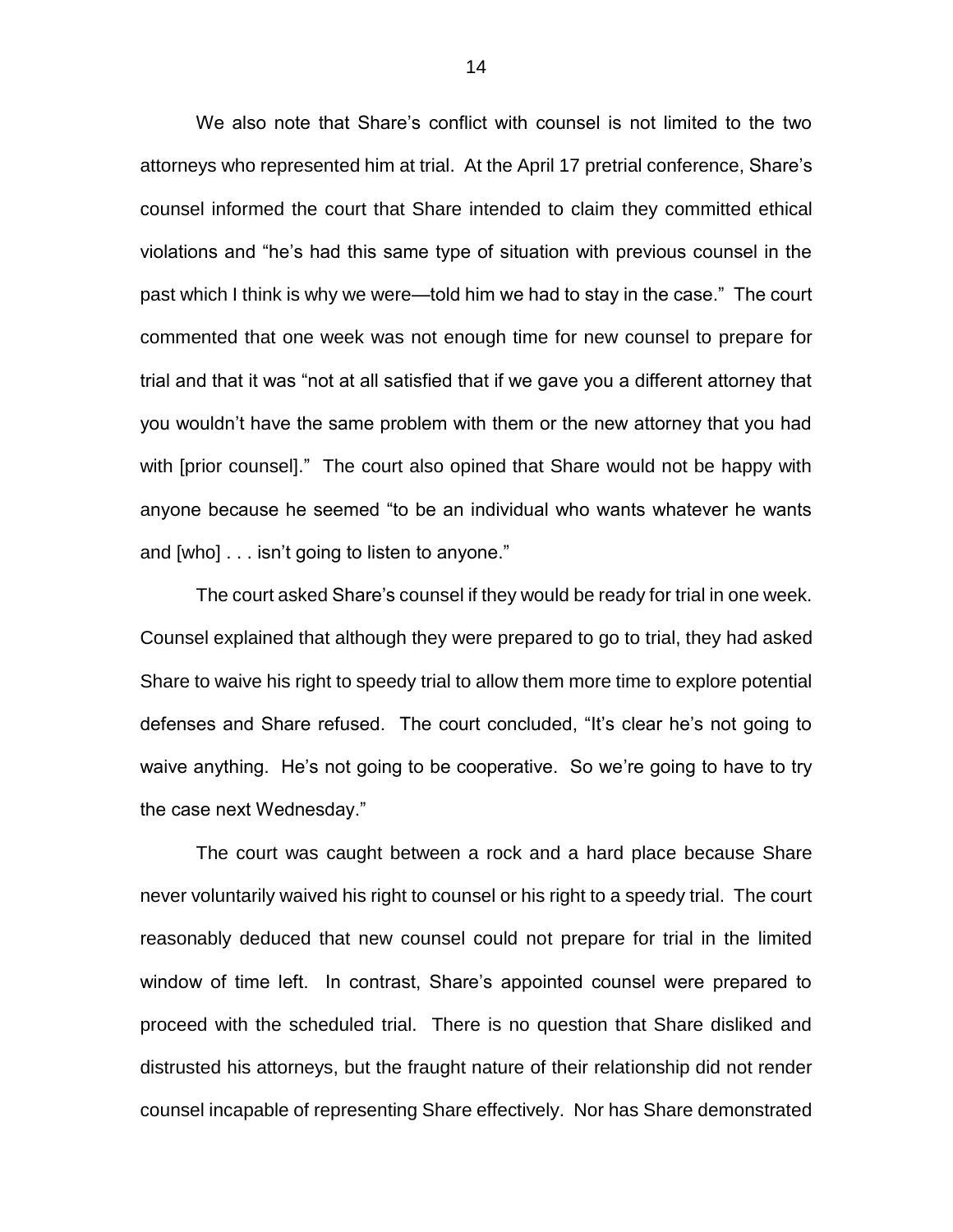We also note that Share's conflict with counsel is not limited to the two attorneys who represented him at trial. At the April 17 pretrial conference, Share's counsel informed the court that Share intended to claim they committed ethical violations and "he's had this same type of situation with previous counsel in the past which I think is why we were—told him we had to stay in the case." The court commented that one week was not enough time for new counsel to prepare for trial and that it was "not at all satisfied that if we gave you a different attorney that you wouldn't have the same problem with them or the new attorney that you had with [prior counsel]." The court also opined that Share would not be happy with anyone because he seemed "to be an individual who wants whatever he wants and [who] . . . isn't going to listen to anyone."

The court asked Share's counsel if they would be ready for trial in one week. Counsel explained that although they were prepared to go to trial, they had asked Share to waive his right to speedy trial to allow them more time to explore potential defenses and Share refused. The court concluded, "It's clear he's not going to waive anything. He's not going to be cooperative. So we're going to have to try the case next Wednesday."

The court was caught between a rock and a hard place because Share never voluntarily waived his right to counsel or his right to a speedy trial. The court reasonably deduced that new counsel could not prepare for trial in the limited window of time left. In contrast, Share's appointed counsel were prepared to proceed with the scheduled trial. There is no question that Share disliked and distrusted his attorneys, but the fraught nature of their relationship did not render counsel incapable of representing Share effectively. Nor has Share demonstrated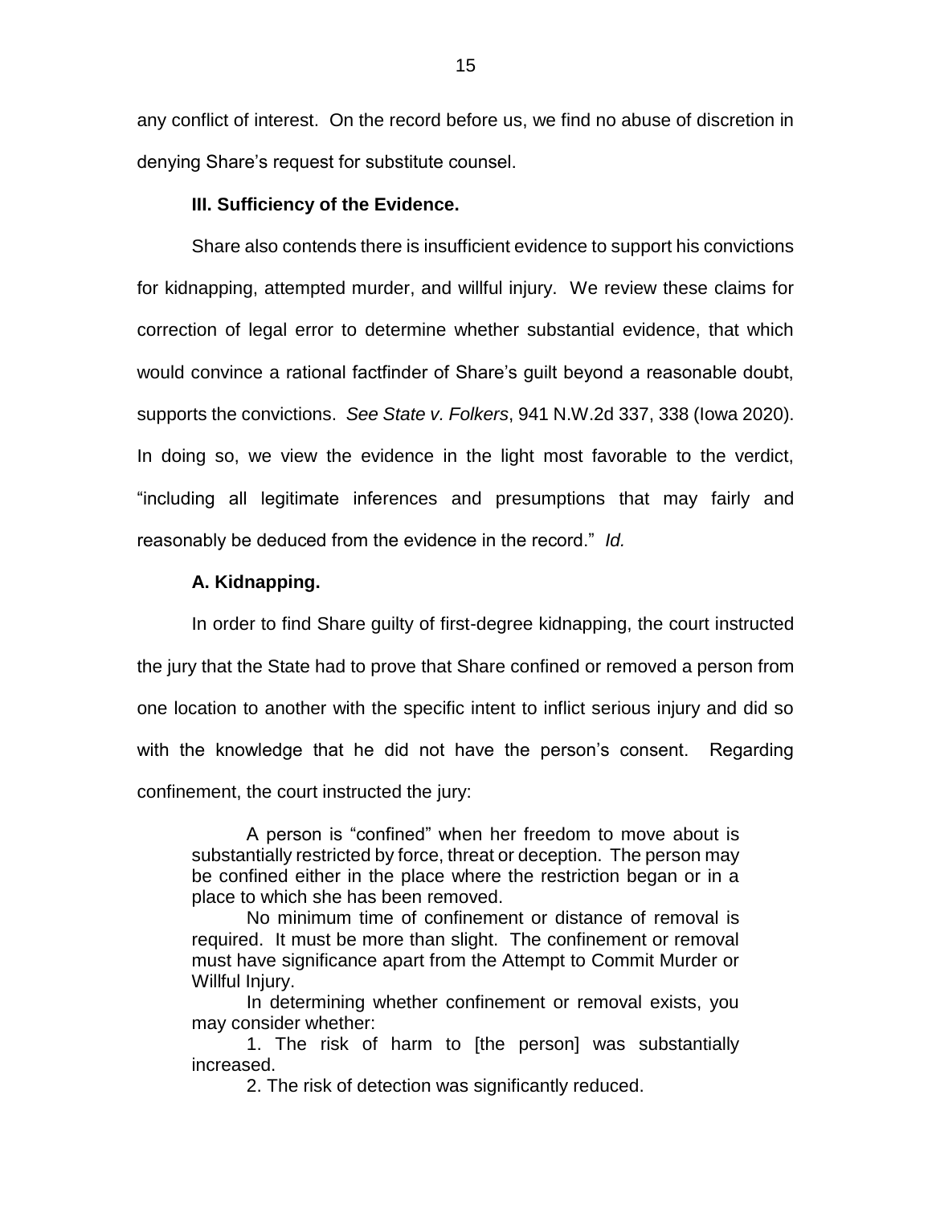any conflict of interest. On the record before us, we find no abuse of discretion in denying Share's request for substitute counsel.

### III. Sufficiency of the Evidence.

Share also contends there is insufficient evidence to support his convictions for kidnapping, attempted murder, and willful injury. We review these claims for correction of legal error to determine whether substantial evidence, that which would convince a rational factfinder of Share's guilt beyond a reasonable doubt, supports the convictions. *See State v. Folkers*, 941 N.W.2d 337, 338 (Iowa 2020). In doing so, we view the evidence in the light most favorable to the verdict, "including all legitimate inferences and presumptions that may fairly and reasonably be deduced from the evidence in the record." *Id.*

#### A. Kidnapping.

In order to find Share guilty of first-degree kidnapping, the court instructed the jury that the State had to prove that Share confined or removed a person from one location to another with the specific intent to inflict serious injury and did so with the knowledge that he did not have the person's consent. Regarding confinement, the court instructed the jury:

> A person is "confined" when her freedom to move about is substantially restricted by force, threat or deception. The person may be confined either in the place where the restriction began or in a place to which she has been removed.
>
> No minimum time of confinement or distance of removal is required. It must be more than slight. The confinement or removal must have significance apart from the Attempt to Commit Murder or Willful Injury.
>
> In determining whether confinement or removal exists, you may consider whether:
>
> 1. The risk of harm to [the person] was substantially increased.
>
> 2. The risk of detection was significantly reduced.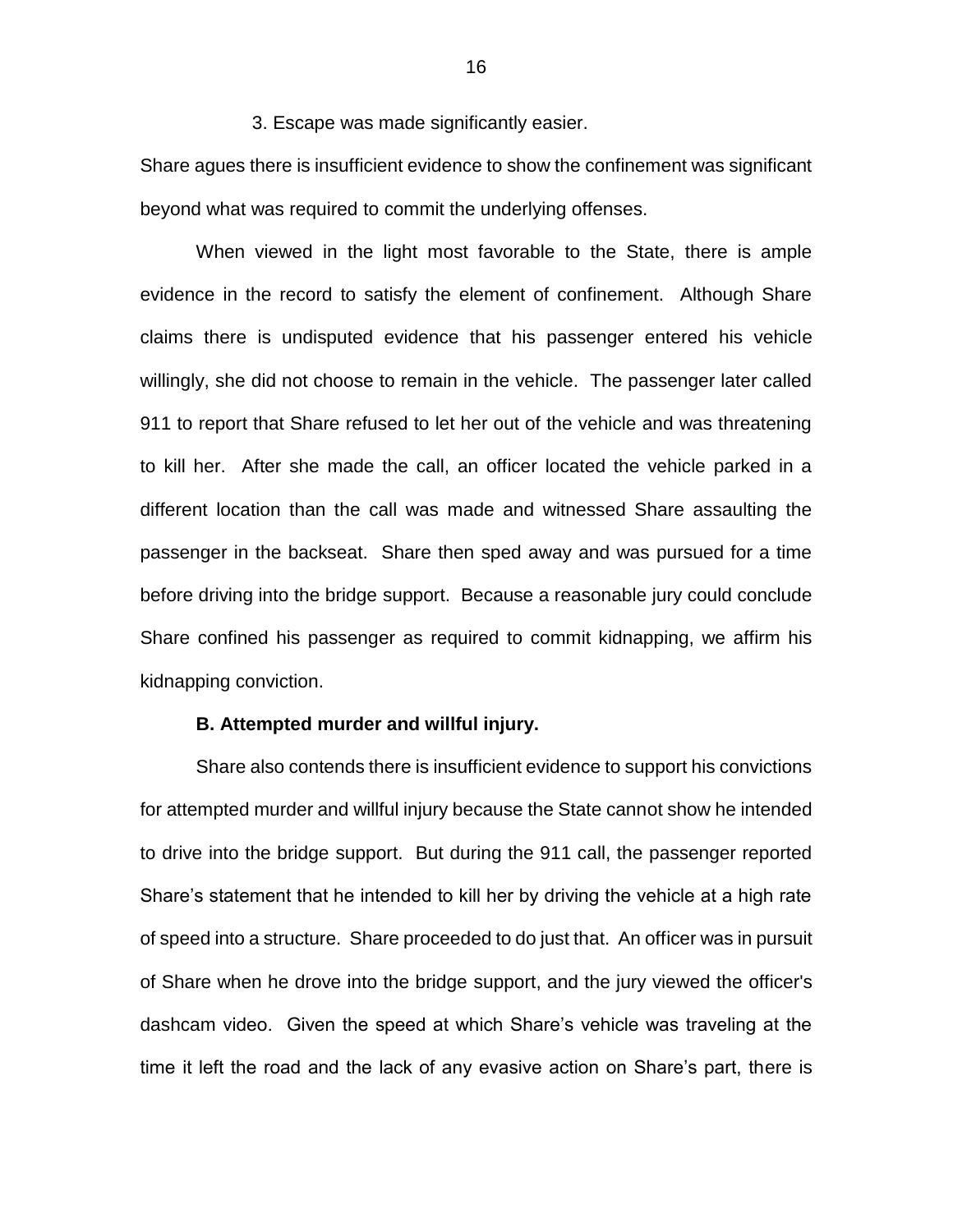3. Escape was made significantly easier.

Share agues there is insufficient evidence to show the confinement was significant beyond what was required to commit the underlying offenses.

When viewed in the light most favorable to the State, there is ample evidence in the record to satisfy the element of confinement. Although Share claims there is undisputed evidence that his passenger entered his vehicle willingly, she did not choose to remain in the vehicle. The passenger later called 911 to report that Share refused to let her out of the vehicle and was threatening to kill her. After she made the call, an officer located the vehicle parked in a different location than the call was made and witnessed Share assaulting the passenger in the backseat. Share then sped away and was pursued for a time before driving into the bridge support. Because a reasonable jury could conclude Share confined his passenger as required to commit kidnapping, we affirm his kidnapping conviction.

**B. Attempted murder and willful injury.**

Share also contends there is insufficient evidence to support his convictions for attempted murder and willful injury because the State cannot show he intended to drive into the bridge support. But during the 911 call, the passenger reported Share's statement that he intended to kill her by driving the vehicle at a high rate of speed into a structure. Share proceeded to do just that. An officer was in pursuit of Share when he drove into the bridge support, and the jury viewed the officer's dashcam video. Given the speed at which Share's vehicle was traveling at the time it left the road and the lack of any evasive action on Share's part, there is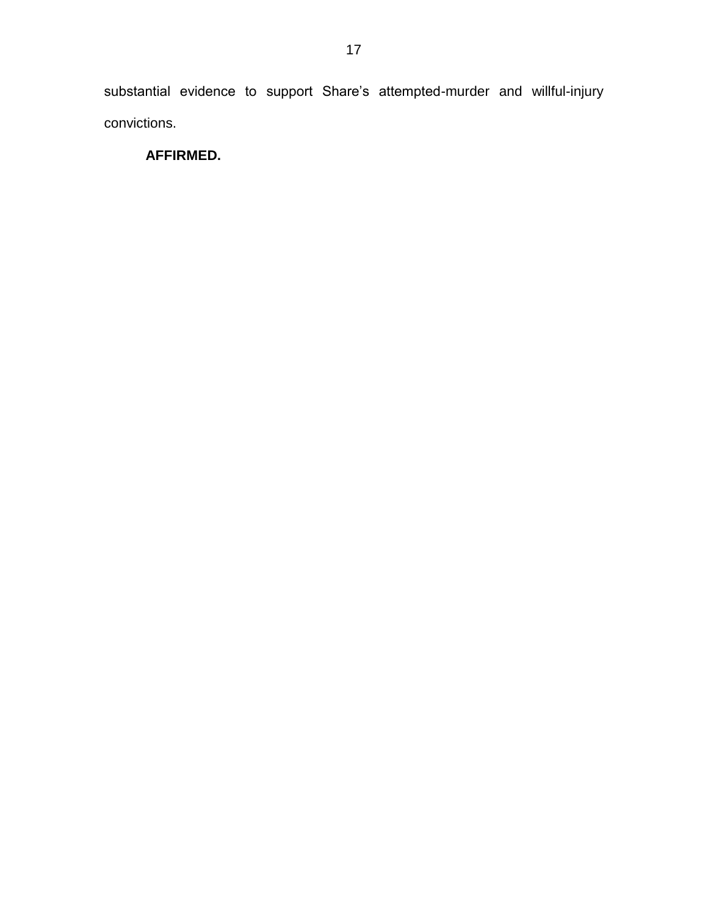substantial evidence to support Share's attempted-murder and willful-injury convictions.

**AFFIRMED.**